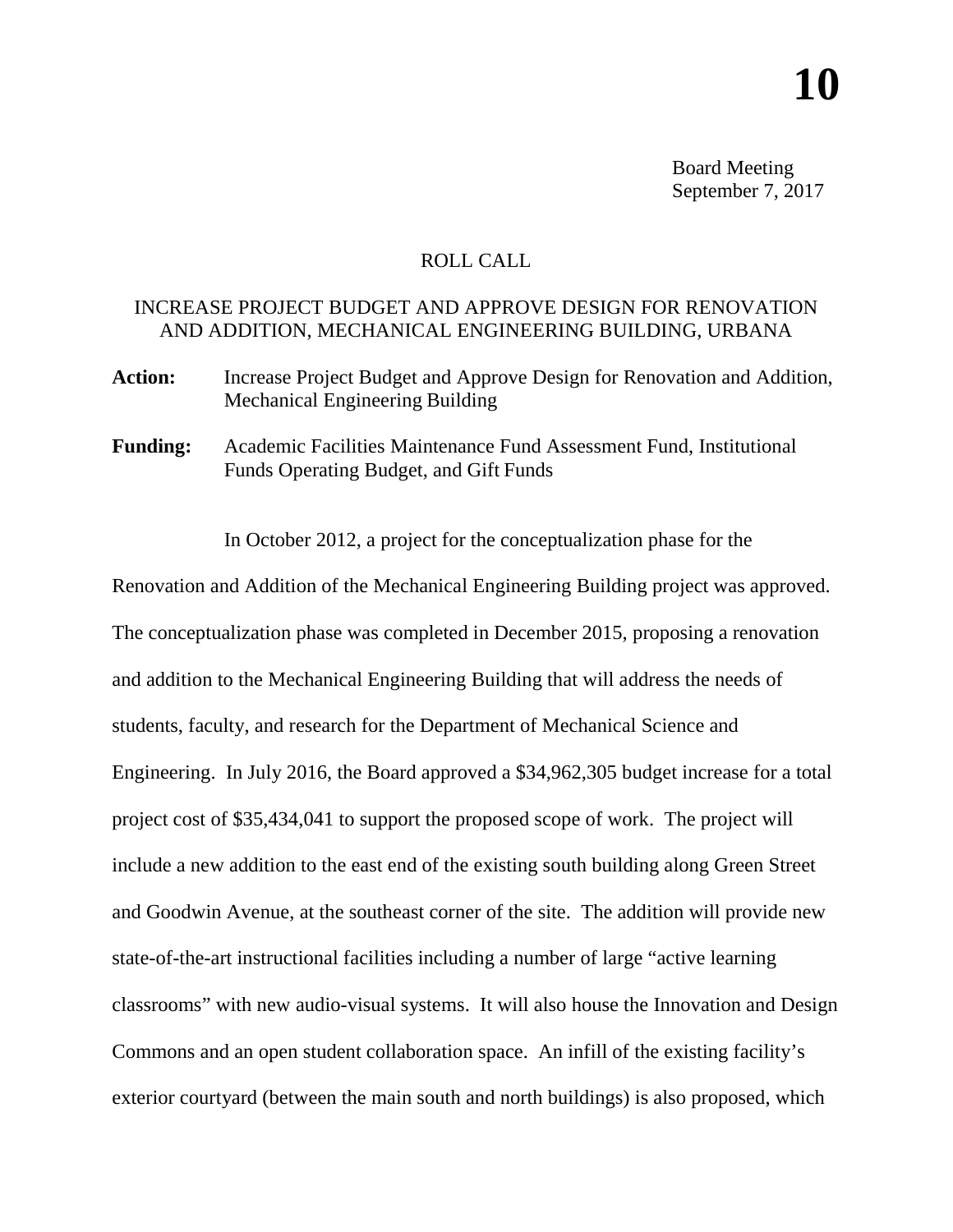# 10

Board Meeting
September 7, 2017

ROLL CALL

## INCREASE PROJECT BUDGET AND APPROVE DESIGN FOR RENOVATION AND ADDITION, MECHANICAL ENGINEERING BUILDING, URBANA

**Action:** Increase Project Budget and Approve Design for Renovation and Addition, Mechanical Engineering Building

**Funding:** Academic Facilities Maintenance Fund Assessment Fund, Institutional Funds Operating Budget, and Gift Funds

In October 2012, a project for the conceptualization phase for the Renovation and Addition of the Mechanical Engineering Building project was approved. The conceptualization phase was completed in December 2015, proposing a renovation and addition to the Mechanical Engineering Building that will address the needs of students, faculty, and research for the Department of Mechanical Science and Engineering. In July 2016, the Board approved a $34,962,305 budget increase for a total project cost of $35,434,041 to support the proposed scope of work. The project will include a new addition to the east end of the existing south building along Green Street and Goodwin Avenue, at the southeast corner of the site. The addition will provide new state-of-the-art instructional facilities including a number of large "active learning classrooms" with new audio-visual systems. It will also house the Innovation and Design Commons and an open student collaboration space. An infill of the existing facility's exterior courtyard (between the main south and north buildings) is also proposed, which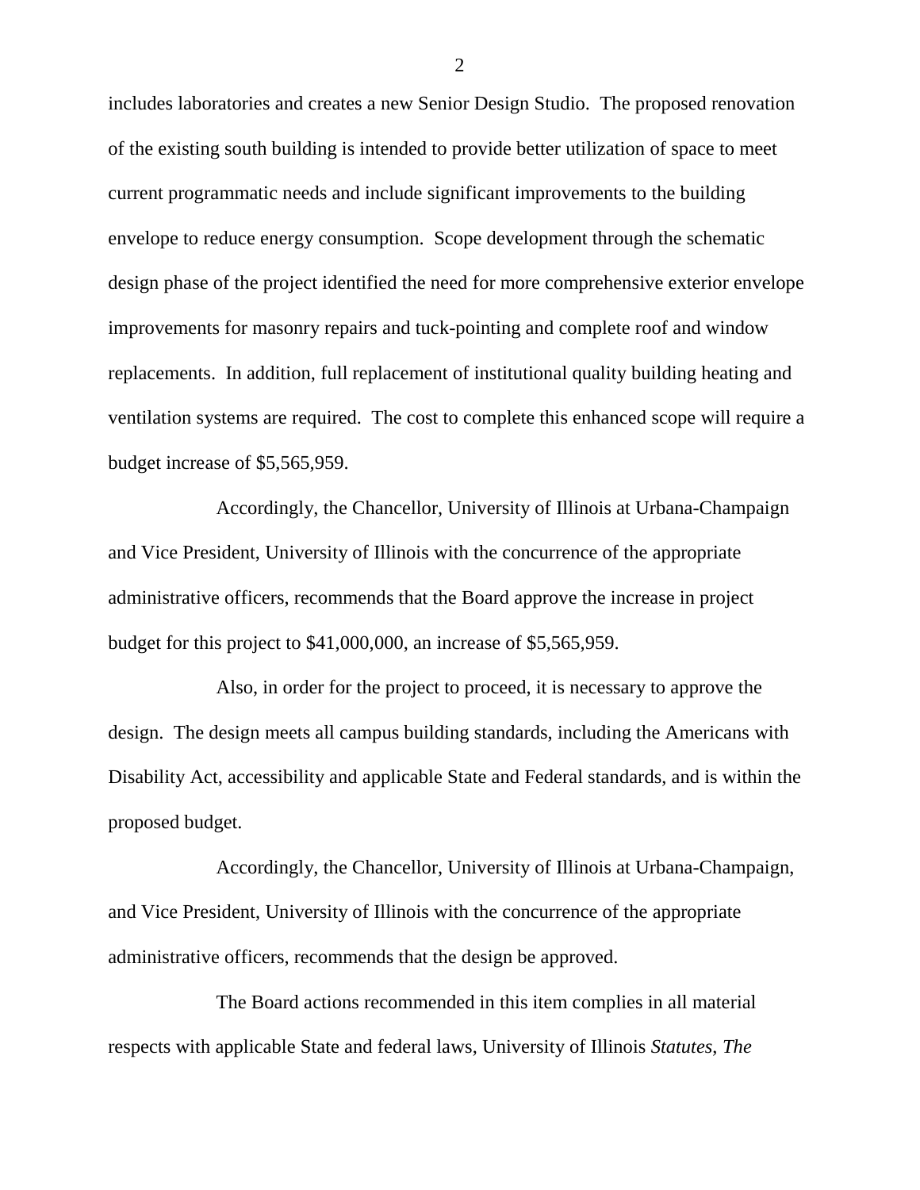includes laboratories and creates a new Senior Design Studio. The proposed renovation of the existing south building is intended to provide better utilization of space to meet current programmatic needs and include significant improvements to the building envelope to reduce energy consumption. Scope development through the schematic design phase of the project identified the need for more comprehensive exterior envelope improvements for masonry repairs and tuck-pointing and complete roof and window replacements. In addition, full replacement of institutional quality building heating and ventilation systems are required. The cost to complete this enhanced scope will require a budget increase of $5,565,959.

Accordingly, the Chancellor, University of Illinois at Urbana-Champaign and Vice President, University of Illinois with the concurrence of the appropriate administrative officers, recommends that the Board approve the increase in project budget for this project to $41,000,000, an increase of $5,565,959.

Also, in order for the project to proceed, it is necessary to approve the design. The design meets all campus building standards, including the Americans with Disability Act, accessibility and applicable State and Federal standards, and is within the proposed budget.

Accordingly, the Chancellor, University of Illinois at Urbana-Champaign, and Vice President, University of Illinois with the concurrence of the appropriate administrative officers, recommends that the design be approved.

The Board actions recommended in this item complies in all material respects with applicable State and federal laws, University of Illinois *Statutes*, *The*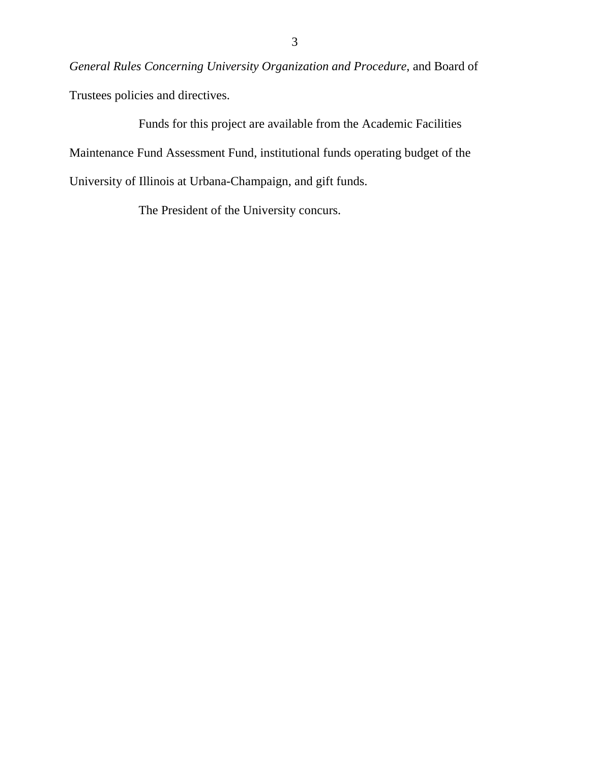*General Rules Concerning University Organization and Procedure*, and Board of Trustees policies and directives.

Funds for this project are available from the Academic Facilities Maintenance Fund Assessment Fund, institutional funds operating budget of the University of Illinois at Urbana-Champaign, and gift funds.

The President of the University concurs.